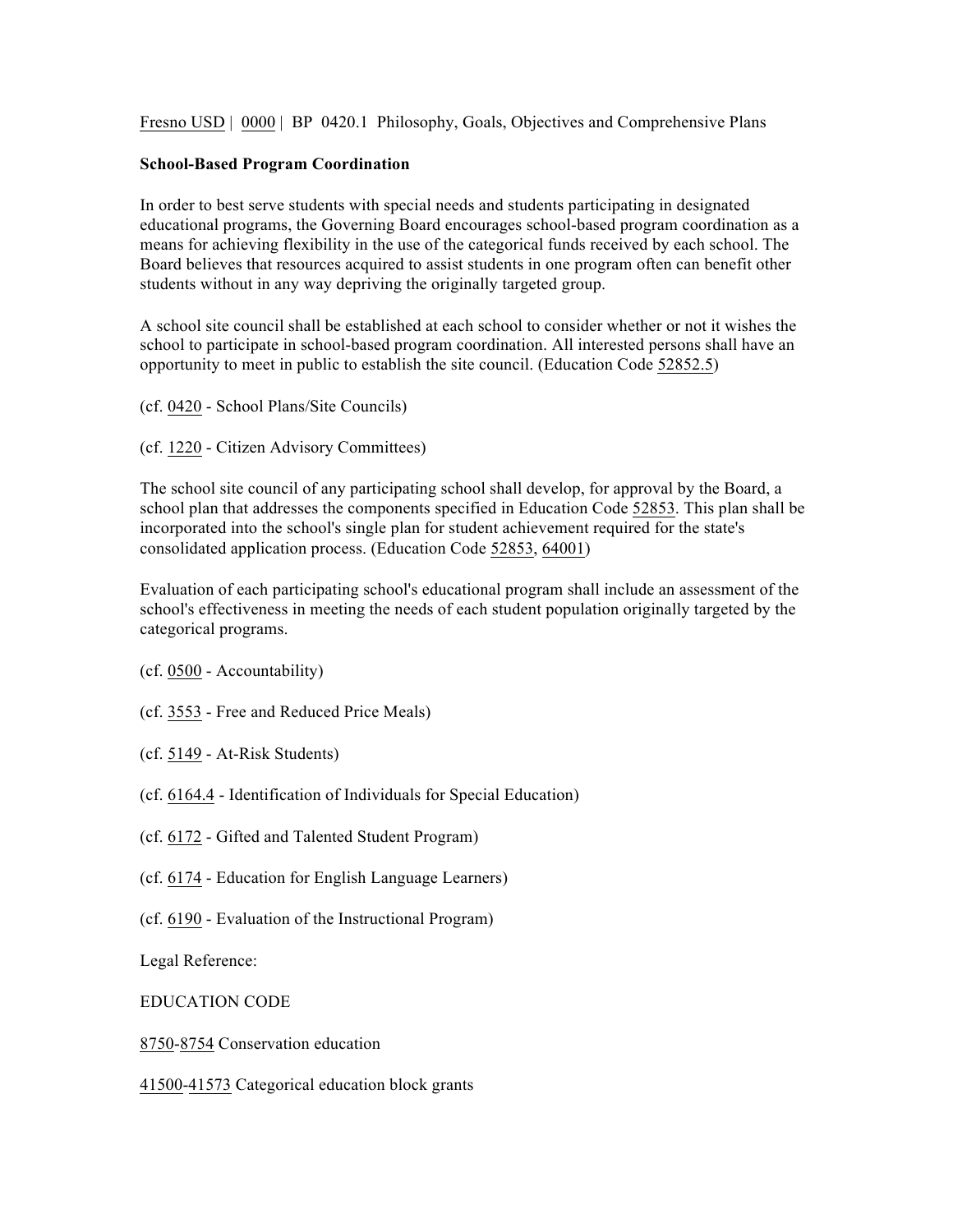Fresno USD | 0000 | BP 0420.1 Philosophy, Goals, Objectives and Comprehensive Plans

**School-Based Program Coordination**

In order to best serve students with special needs and students participating in designated educational programs, the Governing Board encourages school-based program coordination as a means for achieving flexibility in the use of the categorical funds received by each school. The Board believes that resources acquired to assist students in one program often can benefit other students without in any way depriving the originally targeted group.

A school site council shall be established at each school to consider whether or not it wishes the school to participate in school-based program coordination. All interested persons shall have an opportunity to meet in public to establish the site council. (Education Code 52852.5)

(cf. 0420 - School Plans/Site Councils)

(cf. 1220 - Citizen Advisory Committees)

The school site council of any participating school shall develop, for approval by the Board, a school plan that addresses the components specified in Education Code 52853. This plan shall be incorporated into the school's single plan for student achievement required for the state's consolidated application process. (Education Code 52853, 64001)

Evaluation of each participating school's educational program shall include an assessment of the school's effectiveness in meeting the needs of each student population originally targeted by the categorical programs.

(cf. 0500 - Accountability)

(cf. 3553 - Free and Reduced Price Meals)

(cf. 5149 - At-Risk Students)

(cf. 6164.4 - Identification of Individuals for Special Education)

(cf. 6172 - Gifted and Talented Student Program)

(cf. 6174 - Education for English Language Learners)

(cf. 6190 - Evaluation of the Instructional Program)

Legal Reference:

EDUCATION CODE

8750-8754 Conservation education

41500-41573 Categorical education block grants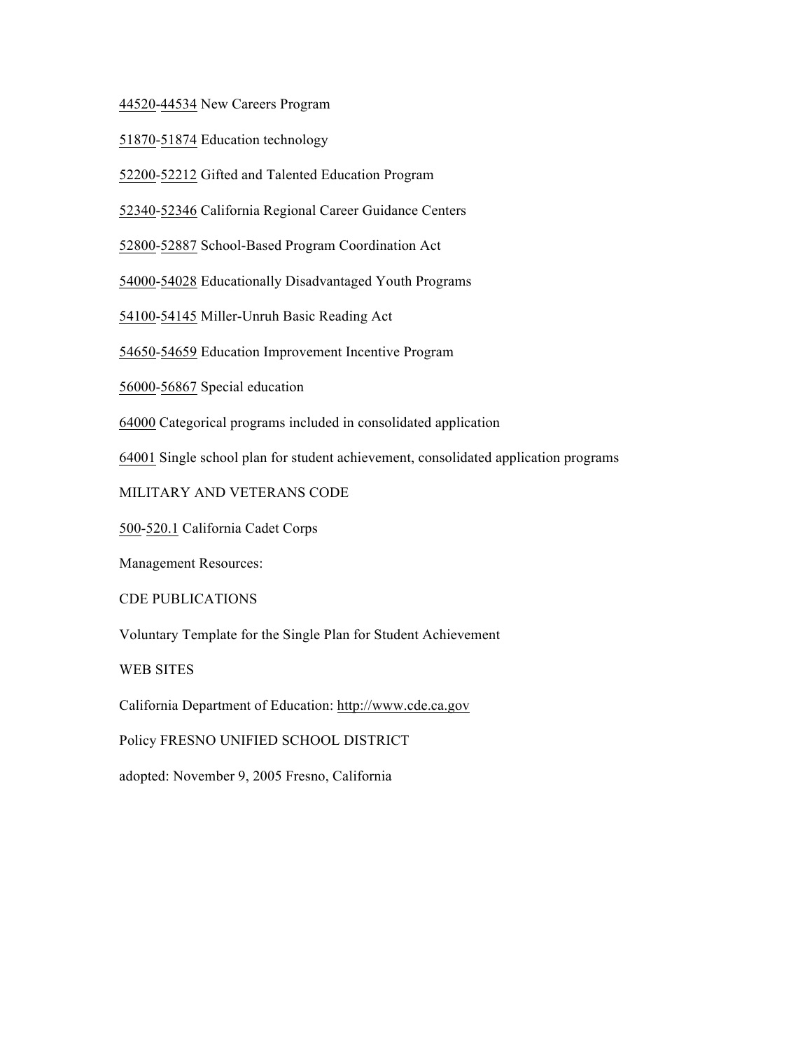44520-44534 New Careers Program

51870-51874 Education technology

52200-52212 Gifted and Talented Education Program

52340-52346 California Regional Career Guidance Centers

52800-52887 School-Based Program Coordination Act

54000-54028 Educationally Disadvantaged Youth Programs

54100-54145 Miller-Unruh Basic Reading Act

54650-54659 Education Improvement Incentive Program

56000-56867 Special education

64000 Categorical programs included in consolidated application

64001 Single school plan for student achievement, consolidated application programs

MILITARY AND VETERANS CODE

500-520.1 California Cadet Corps

Management Resources:

CDE PUBLICATIONS

Voluntary Template for the Single Plan for Student Achievement

WEB SITES

California Department of Education: http://www.cde.ca.gov

Policy FRESNO UNIFIED SCHOOL DISTRICT

adopted: November 9, 2005 Fresno, California